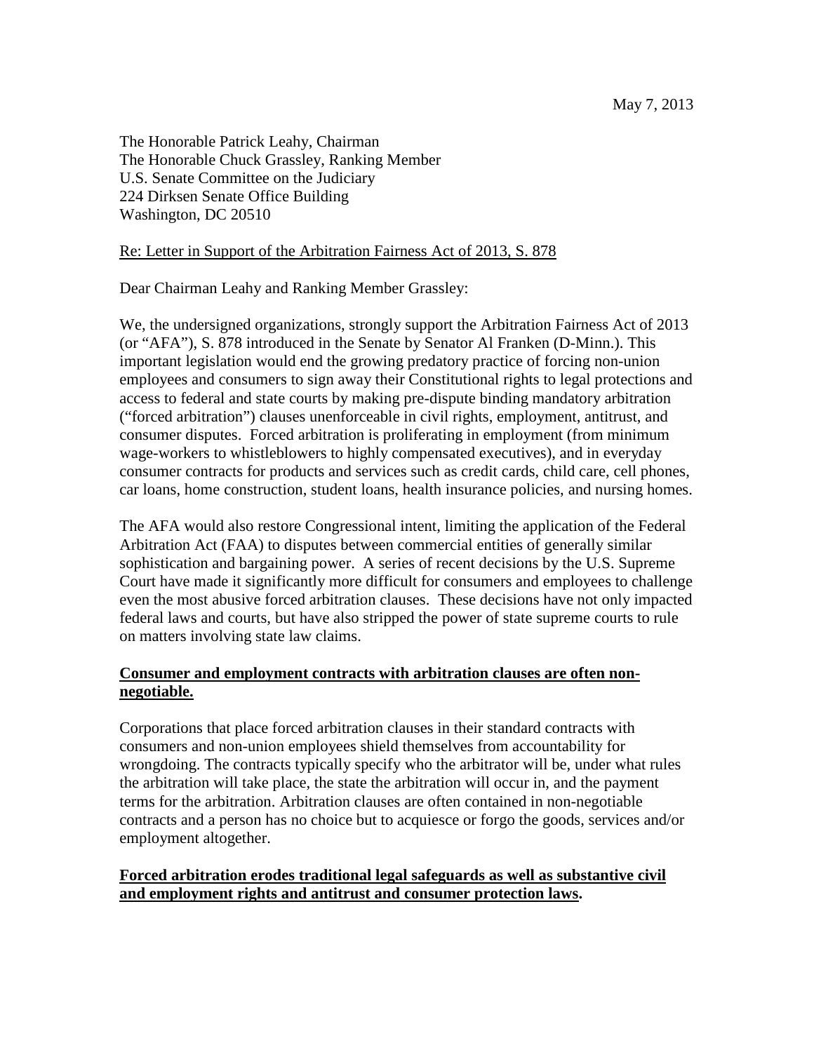May 7, 2013

The Honorable Patrick Leahy, Chairman
The Honorable Chuck Grassley, Ranking Member
U.S. Senate Committee on the Judiciary
224 Dirksen Senate Office Building
Washington, DC 20510

Re: Letter in Support of the Arbitration Fairness Act of 2013, S. 878

Dear Chairman Leahy and Ranking Member Grassley:

We, the undersigned organizations, strongly support the Arbitration Fairness Act of 2013 (or "AFA"), S. 878 introduced in the Senate by Senator Al Franken (D-Minn.). This important legislation would end the growing predatory practice of forcing non-union employees and consumers to sign away their Constitutional rights to legal protections and access to federal and state courts by making pre-dispute binding mandatory arbitration ("forced arbitration") clauses unenforceable in civil rights, employment, antitrust, and consumer disputes. Forced arbitration is proliferating in employment (from minimum wage-workers to whistleblowers to highly compensated executives), and in everyday consumer contracts for products and services such as credit cards, child care, cell phones, car loans, home construction, student loans, health insurance policies, and nursing homes.

The AFA would also restore Congressional intent, limiting the application of the Federal Arbitration Act (FAA) to disputes between commercial entities of generally similar sophistication and bargaining power. A series of recent decisions by the U.S. Supreme Court have made it significantly more difficult for consumers and employees to challenge even the most abusive forced arbitration clauses. These decisions have not only impacted federal laws and courts, but have also stripped the power of state supreme courts to rule on matters involving state law claims.

**Consumer and employment contracts with arbitration clauses are often non-negotiable.**

Corporations that place forced arbitration clauses in their standard contracts with consumers and non-union employees shield themselves from accountability for wrongdoing. The contracts typically specify who the arbitrator will be, under what rules the arbitration will take place, the state the arbitration will occur in, and the payment terms for the arbitration. Arbitration clauses are often contained in non-negotiable contracts and a person has no choice but to acquiesce or forgo the goods, services and/or employment altogether.

**Forced arbitration erodes traditional legal safeguards as well as substantive civil and employment rights and antitrust and consumer protection laws.**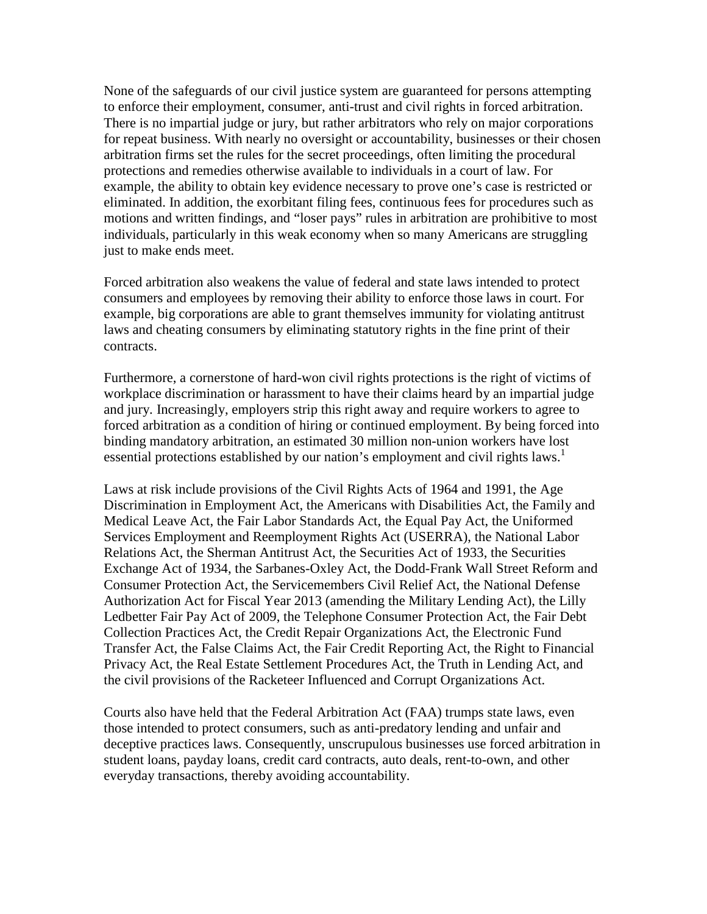None of the safeguards of our civil justice system are guaranteed for persons attempting to enforce their employment, consumer, anti-trust and civil rights in forced arbitration. There is no impartial judge or jury, but rather arbitrators who rely on major corporations for repeat business. With nearly no oversight or accountability, businesses or their chosen arbitration firms set the rules for the secret proceedings, often limiting the procedural protections and remedies otherwise available to individuals in a court of law. For example, the ability to obtain key evidence necessary to prove one's case is restricted or eliminated. In addition, the exorbitant filing fees, continuous fees for procedures such as motions and written findings, and "loser pays" rules in arbitration are prohibitive to most individuals, particularly in this weak economy when so many Americans are struggling just to make ends meet.

Forced arbitration also weakens the value of federal and state laws intended to protect consumers and employees by removing their ability to enforce those laws in court. For example, big corporations are able to grant themselves immunity for violating antitrust laws and cheating consumers by eliminating statutory rights in the fine print of their contracts.

Furthermore, a cornerstone of hard-won civil rights protections is the right of victims of workplace discrimination or harassment to have their claims heard by an impartial judge and jury. Increasingly, employers strip this right away and require workers to agree to forced arbitration as a condition of hiring or continued employment. By being forced into binding mandatory arbitration, an estimated 30 million non-union workers have lost essential protections established by our nation's employment and civil rights laws.[1]

Laws at risk include provisions of the Civil Rights Acts of 1964 and 1991, the Age Discrimination in Employment Act, the Americans with Disabilities Act, the Family and Medical Leave Act, the Fair Labor Standards Act, the Equal Pay Act, the Uniformed Services Employment and Reemployment Rights Act (USERRA), the National Labor Relations Act, the Sherman Antitrust Act, the Securities Act of 1933, the Securities Exchange Act of 1934, the Sarbanes-Oxley Act, the Dodd-Frank Wall Street Reform and Consumer Protection Act, the Servicemembers Civil Relief Act, the National Defense Authorization Act for Fiscal Year 2013 (amending the Military Lending Act), the Lilly Ledbetter Fair Pay Act of 2009, the Telephone Consumer Protection Act, the Fair Debt Collection Practices Act, the Credit Repair Organizations Act, the Electronic Fund Transfer Act, the False Claims Act, the Fair Credit Reporting Act, the Right to Financial Privacy Act, the Real Estate Settlement Procedures Act, the Truth in Lending Act, and the civil provisions of the Racketeer Influenced and Corrupt Organizations Act.

Courts also have held that the Federal Arbitration Act (FAA) trumps state laws, even those intended to protect consumers, such as anti-predatory lending and unfair and deceptive practices laws. Consequently, unscrupulous businesses use forced arbitration in student loans, payday loans, credit card contracts, auto deals, rent-to-own, and other everyday transactions, thereby avoiding accountability.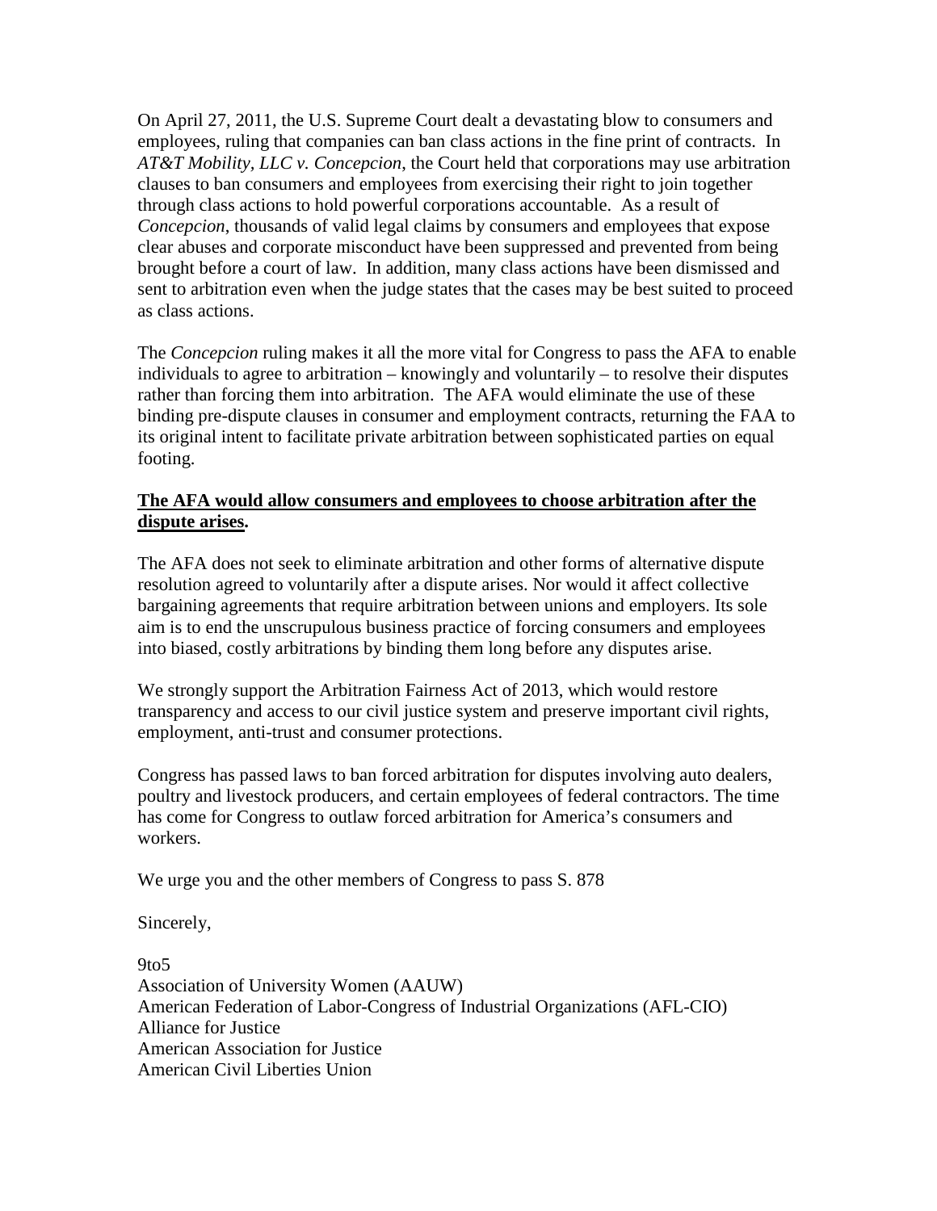On April 27, 2011, the U.S. Supreme Court dealt a devastating blow to consumers and employees, ruling that companies can ban class actions in the fine print of contracts. In *AT&T Mobility, LLC v. Concepcion*, the Court held that corporations may use arbitration clauses to ban consumers and employees from exercising their right to join together through class actions to hold powerful corporations accountable. As a result of *Concepcion*, thousands of valid legal claims by consumers and employees that expose clear abuses and corporate misconduct have been suppressed and prevented from being brought before a court of law. In addition, many class actions have been dismissed and sent to arbitration even when the judge states that the cases may be best suited to proceed as class actions.

The *Concepcion* ruling makes it all the more vital for Congress to pass the AFA to enable individuals to agree to arbitration – knowingly and voluntarily – to resolve their disputes rather than forcing them into arbitration. The AFA would eliminate the use of these binding pre-dispute clauses in consumer and employment contracts, returning the FAA to its original intent to facilitate private arbitration between sophisticated parties on equal footing.

**<u>The AFA would allow consumers and employees to choose arbitration after the dispute arises</u>.**

The AFA does not seek to eliminate arbitration and other forms of alternative dispute resolution agreed to voluntarily after a dispute arises. Nor would it affect collective bargaining agreements that require arbitration between unions and employers. Its sole aim is to end the unscrupulous business practice of forcing consumers and employees into biased, costly arbitrations by binding them long before any disputes arise.

We strongly support the Arbitration Fairness Act of 2013, which would restore transparency and access to our civil justice system and preserve important civil rights, employment, anti-trust and consumer protections.

Congress has passed laws to ban forced arbitration for disputes involving auto dealers, poultry and livestock producers, and certain employees of federal contractors. The time has come for Congress to outlaw forced arbitration for America's consumers and workers.

We urge you and the other members of Congress to pass S. 878

Sincerely,

9to5  
Association of University Women (AAUW)  
American Federation of Labor-Congress of Industrial Organizations (AFL-CIO)  
Alliance for Justice  
American Association for Justice  
American Civil Liberties Union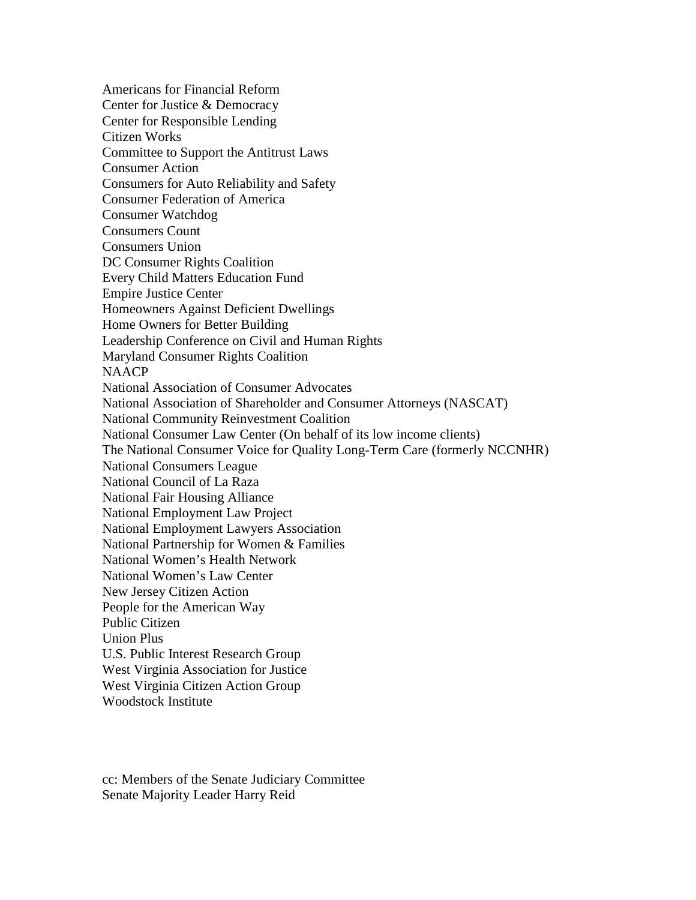Americans for Financial Reform
Center for Justice & Democracy
Center for Responsible Lending
Citizen Works
Committee to Support the Antitrust Laws
Consumer Action
Consumers for Auto Reliability and Safety
Consumer Federation of America
Consumer Watchdog
Consumers Count
Consumers Union
DC Consumer Rights Coalition
Every Child Matters Education Fund
Empire Justice Center
Homeowners Against Deficient Dwellings
Home Owners for Better Building
Leadership Conference on Civil and Human Rights
Maryland Consumer Rights Coalition
NAACP
National Association of Consumer Advocates
National Association of Shareholder and Consumer Attorneys (NASCAT)
National Community Reinvestment Coalition
National Consumer Law Center (On behalf of its low income clients)
The National Consumer Voice for Quality Long-Term Care (formerly NCCNHR)
National Consumers League
National Council of La Raza
National Fair Housing Alliance
National Employment Law Project
National Employment Lawyers Association
National Partnership for Women & Families
National Women's Health Network
National Women's Law Center
New Jersey Citizen Action
People for the American Way
Public Citizen
Union Plus
U.S. Public Interest Research Group
West Virginia Association for Justice
West Virginia Citizen Action Group
Woodstock Institute

cc: Members of the Senate Judiciary Committee
Senate Majority Leader Harry Reid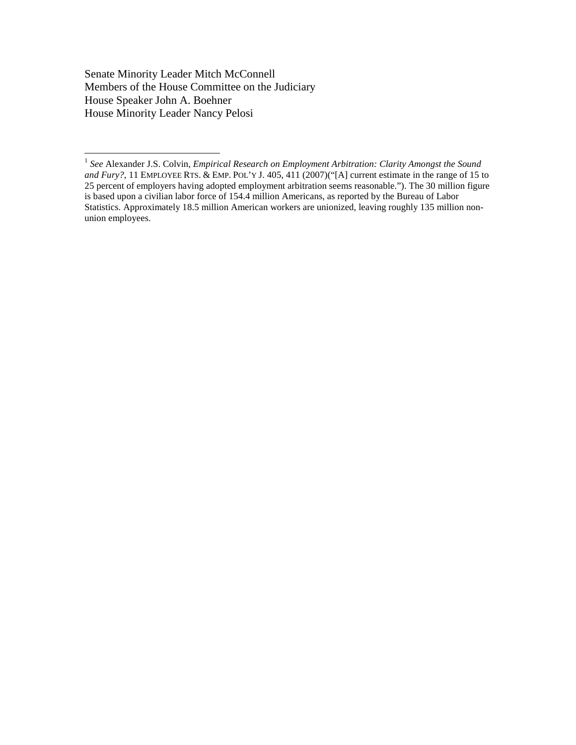Senate Minority Leader Mitch McConnell
Members of the House Committee on the Judiciary
House Speaker John A. Boehner
House Minority Leader Nancy Pelosi

---

[1] *See* Alexander J.S. Colvin, *Empirical Research on Employment Arbitration: Clarity Amongst the Sound and Fury?*, 11 EMPLOYEE RTS. & EMP. POL'Y J. 405, 411 (2007)("[A] current estimate in the range of 15 to 25 percent of employers having adopted employment arbitration seems reasonable."). The 30 million figure is based upon a civilian labor force of 154.4 million Americans, as reported by the Bureau of Labor Statistics. Approximately 18.5 million American workers are unionized, leaving roughly 135 million non-union employees.